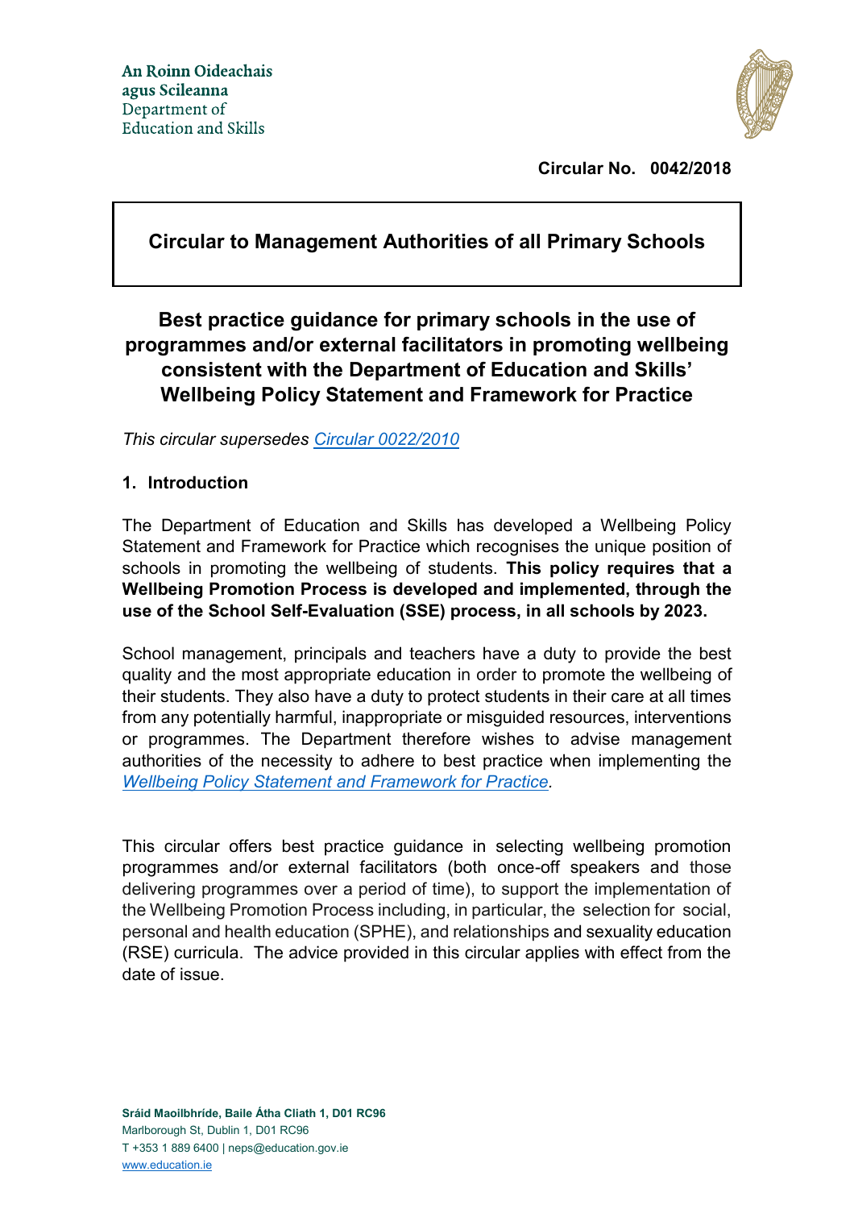An Roinn Oideachais agus Scileanna
Department of Education and Skills

**Circular No. 0042/2018**

**Circular to Management Authorities of all Primary Schools**

# Best practice guidance for primary schools in the use of programmes and/or external facilitators in promoting wellbeing consistent with the Department of Education and Skills' Wellbeing Policy Statement and Framework for Practice

*This circular supersedes [Circular 0022/2010]*

## 1. Introduction

The Department of Education and Skills has developed a Wellbeing Policy Statement and Framework for Practice which recognises the unique position of schools in promoting the wellbeing of students. **This policy requires that a Wellbeing Promotion Process is developed and implemented, through the use of the School Self-Evaluation (SSE) process, in all schools by 2023.**

School management, principals and teachers have a duty to provide the best quality and the most appropriate education in order to promote the wellbeing of their students. They also have a duty to protect students in their care at all times from any potentially harmful, inappropriate or misguided resources, interventions or programmes. The Department therefore wishes to advise management authorities of the necessity to adhere to best practice when implementing the *[Wellbeing Policy Statement and Framework for Practice]*.

This circular offers best practice guidance in selecting wellbeing promotion programmes and/or external facilitators (both once-off speakers and those delivering programmes over a period of time), to support the implementation of the Wellbeing Promotion Process including, in particular, the selection for social, personal and health education (SPHE), and relationships and sexuality education (RSE) curricula. The advice provided in this circular applies with effect from the date of issue.

Sráid Maoilbhríde, Baile Átha Cliath 1, D01 RC96
Marlborough St, Dublin 1, D01 RC96
T +353 1 889 6400 | neps@education.gov.ie
www.education.ie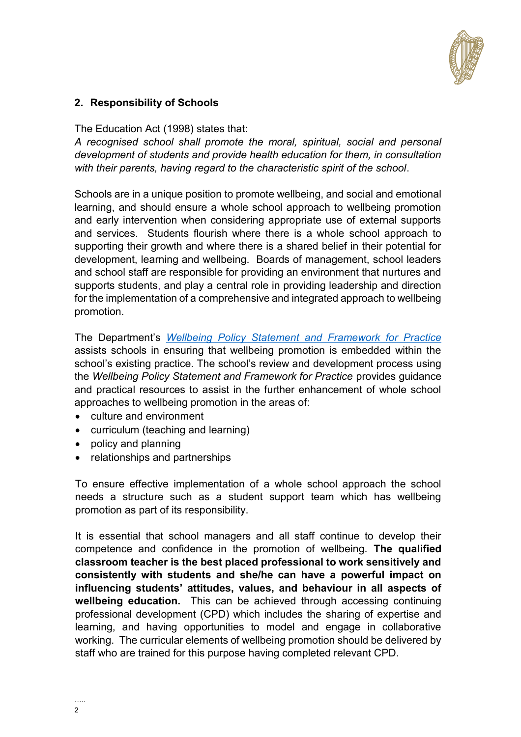## 2. Responsibility of Schools

The Education Act (1998) states that:
*A recognised school shall promote the moral, spiritual, social and personal development of students and provide health education for them, in consultation with their parents, having regard to the characteristic spirit of the school*.

Schools are in a unique position to promote wellbeing, and social and emotional learning, and should ensure a whole school approach to wellbeing promotion and early intervention when considering appropriate use of external supports and services. Students flourish where there is a whole school approach to supporting their growth and where there is a shared belief in their potential for development, learning and wellbeing. Boards of management, school leaders and school staff are responsible for providing an environment that nurtures and supports students, and play a central role in providing leadership and direction for the implementation of a comprehensive and integrated approach to wellbeing promotion.

The Department's *Wellbeing Policy Statement and Framework for Practice* assists schools in ensuring that wellbeing promotion is embedded within the school's existing practice. The school's review and development process using the *Wellbeing Policy Statement and Framework for Practice* provides guidance and practical resources to assist in the further enhancement of whole school approaches to wellbeing promotion in the areas of:

- culture and environment
- curriculum (teaching and learning)
- policy and planning
- relationships and partnerships

To ensure effective implementation of a whole school approach the school needs a structure such as a student support team which has wellbeing promotion as part of its responsibility.

It is essential that school managers and all staff continue to develop their competence and confidence in the promotion of wellbeing. **The qualified classroom teacher is the best placed professional to work sensitively and consistently with students and she/he can have a powerful impact on influencing students' attitudes, values, and behaviour in all aspects of wellbeing education.** This can be achieved through accessing continuing professional development (CPD) which includes the sharing of expertise and learning, and having opportunities to model and engage in collaborative working. The curricular elements of wellbeing promotion should be delivered by staff who are trained for this purpose having completed relevant CPD.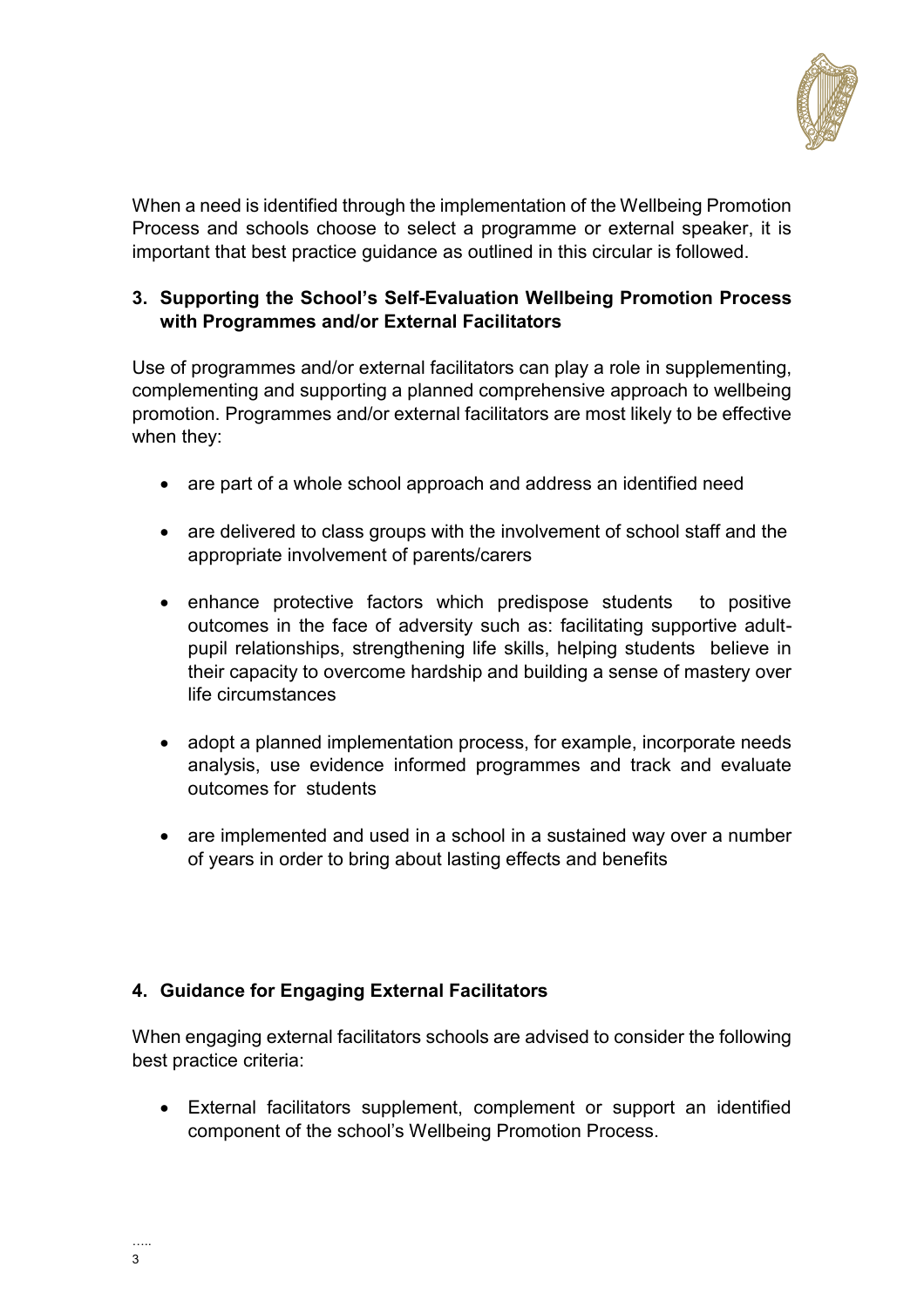When a need is identified through the implementation of the Wellbeing Promotion Process and schools choose to select a programme or external speaker, it is important that best practice guidance as outlined in this circular is followed.

## 3. Supporting the School's Self-Evaluation Wellbeing Promotion Process with Programmes and/or External Facilitators

Use of programmes and/or external facilitators can play a role in supplementing, complementing and supporting a planned comprehensive approach to wellbeing promotion. Programmes and/or external facilitators are most likely to be effective when they:

- are part of a whole school approach and address an identified need
- are delivered to class groups with the involvement of school staff and the appropriate involvement of parents/carers
- enhance protective factors which predispose students to positive outcomes in the face of adversity such as: facilitating supportive adult-pupil relationships, strengthening life skills, helping students believe in their capacity to overcome hardship and building a sense of mastery over life circumstances
- adopt a planned implementation process, for example, incorporate needs analysis, use evidence informed programmes and track and evaluate outcomes for students
- are implemented and used in a school in a sustained way over a number of years in order to bring about lasting effects and benefits

## 4. Guidance for Engaging External Facilitators

When engaging external facilitators schools are advised to consider the following best practice criteria:

- External facilitators supplement, complement or support an identified component of the school's Wellbeing Promotion Process.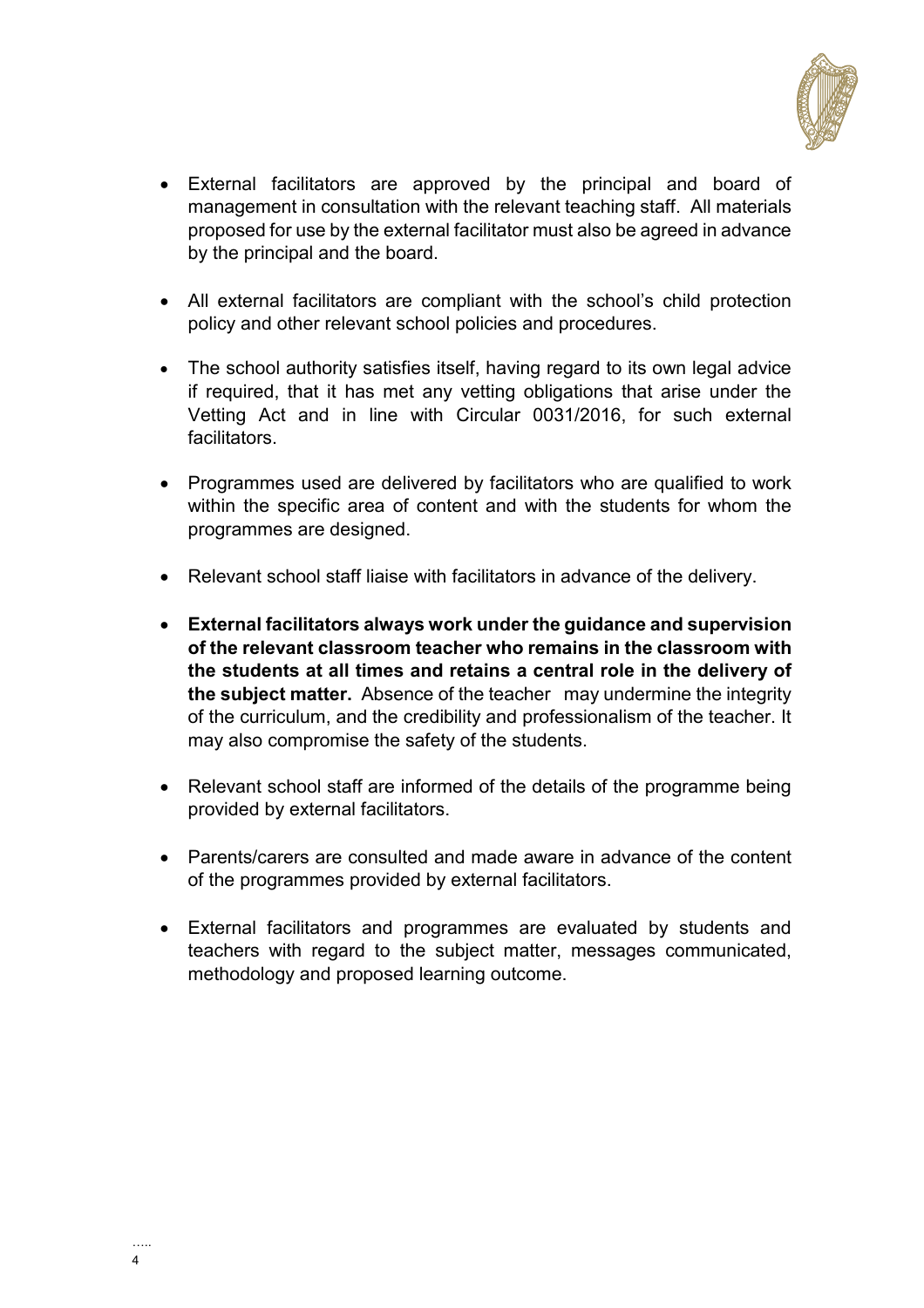- External facilitators are approved by the principal and board of management in consultation with the relevant teaching staff. All materials proposed for use by the external facilitator must also be agreed in advance by the principal and the board.

- All external facilitators are compliant with the school's child protection policy and other relevant school policies and procedures.

- The school authority satisfies itself, having regard to its own legal advice if required, that it has met any vetting obligations that arise under the Vetting Act and in line with Circular 0031/2016, for such external facilitators.

- Programmes used are delivered by facilitators who are qualified to work within the specific area of content and with the students for whom the programmes are designed.

- Relevant school staff liaise with facilitators in advance of the delivery.

- **External facilitators always work under the guidance and supervision of the relevant classroom teacher who remains in the classroom with the students at all times and retains a central role in the delivery of the subject matter.** Absence of the teacher may undermine the integrity of the curriculum, and the credibility and professionalism of the teacher. It may also compromise the safety of the students.

- Relevant school staff are informed of the details of the programme being provided by external facilitators.

- Parents/carers are consulted and made aware in advance of the content of the programmes provided by external facilitators.

- External facilitators and programmes are evaluated by students and teachers with regard to the subject matter, messages communicated, methodology and proposed learning outcome.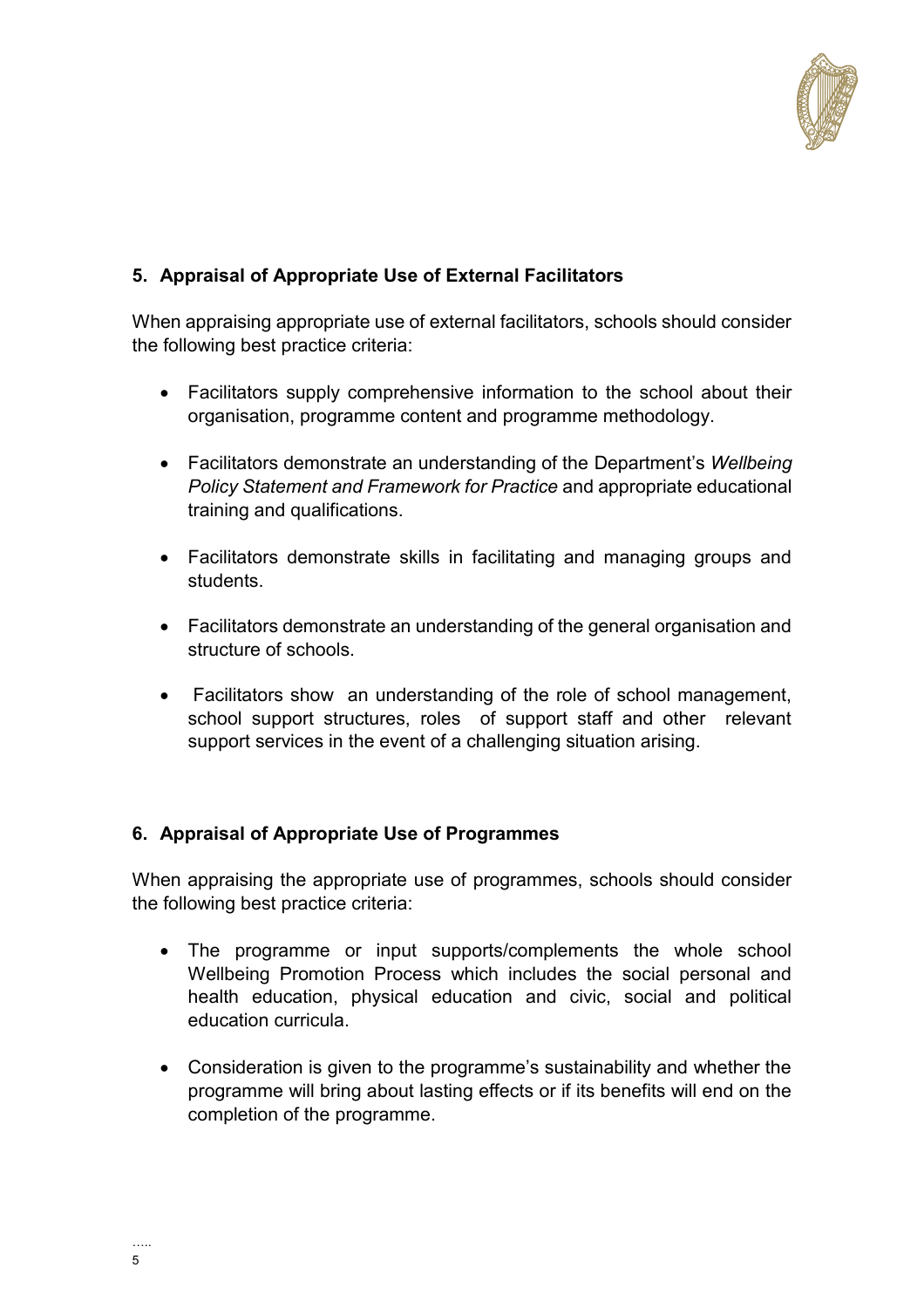## 5. Appraisal of Appropriate Use of External Facilitators

When appraising appropriate use of external facilitators, schools should consider the following best practice criteria:

- Facilitators supply comprehensive information to the school about their organisation, programme content and programme methodology.
- Facilitators demonstrate an understanding of the Department's *Wellbeing Policy Statement and Framework for Practice* and appropriate educational training and qualifications.
- Facilitators demonstrate skills in facilitating and managing groups and students.
- Facilitators demonstrate an understanding of the general organisation and structure of schools.
- Facilitators show an understanding of the role of school management, school support structures, roles of support staff and other relevant support services in the event of a challenging situation arising.

## 6. Appraisal of Appropriate Use of Programmes

When appraising the appropriate use of programmes, schools should consider the following best practice criteria:

- The programme or input supports/complements the whole school Wellbeing Promotion Process which includes the social personal and health education, physical education and civic, social and political education curricula.
- Consideration is given to the programme's sustainability and whether the programme will bring about lasting effects or if its benefits will end on the completion of the programme.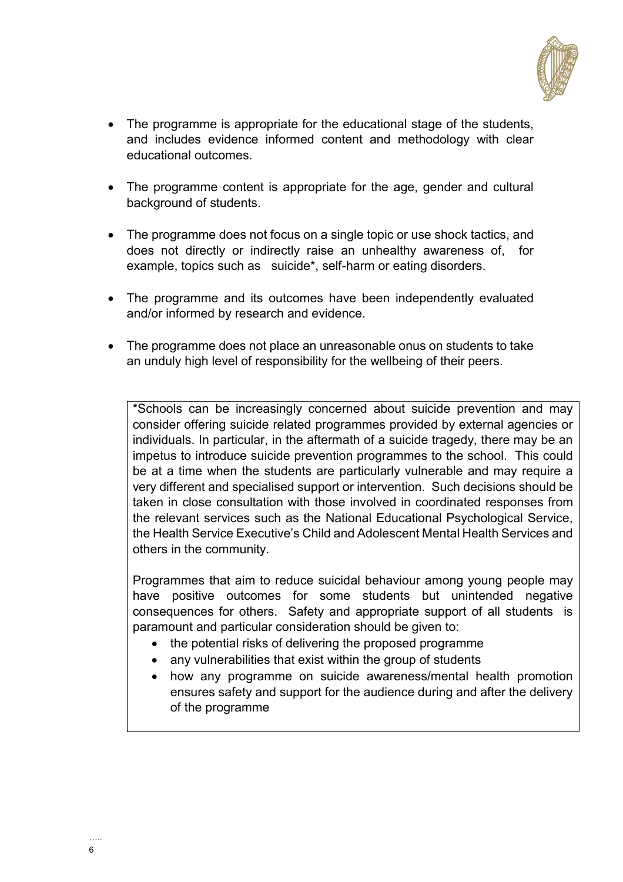- The programme is appropriate for the educational stage of the students, and includes evidence informed content and methodology with clear educational outcomes.

- The programme content is appropriate for the age, gender and cultural background of students.

- The programme does not focus on a single topic or use shock tactics, and does not directly or indirectly raise an unhealthy awareness of, for example, topics such as suicide*, self-harm or eating disorders.

- The programme and its outcomes have been independently evaluated and/or informed by research and evidence.

- The programme does not place an unreasonable onus on students to take an unduly high level of responsibility for the wellbeing of their peers.

*Schools can be increasingly concerned about suicide prevention and may consider offering suicide related programmes provided by external agencies or individuals. In particular, in the aftermath of a suicide tragedy, there may be an impetus to introduce suicide prevention programmes to the school. This could be at a time when the students are particularly vulnerable and may require a very different and specialised support or intervention. Such decisions should be taken in close consultation with those involved in coordinated responses from the relevant services such as the National Educational Psychological Service, the Health Service Executive's Child and Adolescent Mental Health Services and others in the community.

Programmes that aim to reduce suicidal behaviour among young people may have positive outcomes for some students but unintended negative consequences for others. Safety and appropriate support of all students is paramount and particular consideration should be given to:

- the potential risks of delivering the proposed programme
- any vulnerabilities that exist within the group of students
- how any programme on suicide awareness/mental health promotion ensures safety and support for the audience during and after the delivery of the programme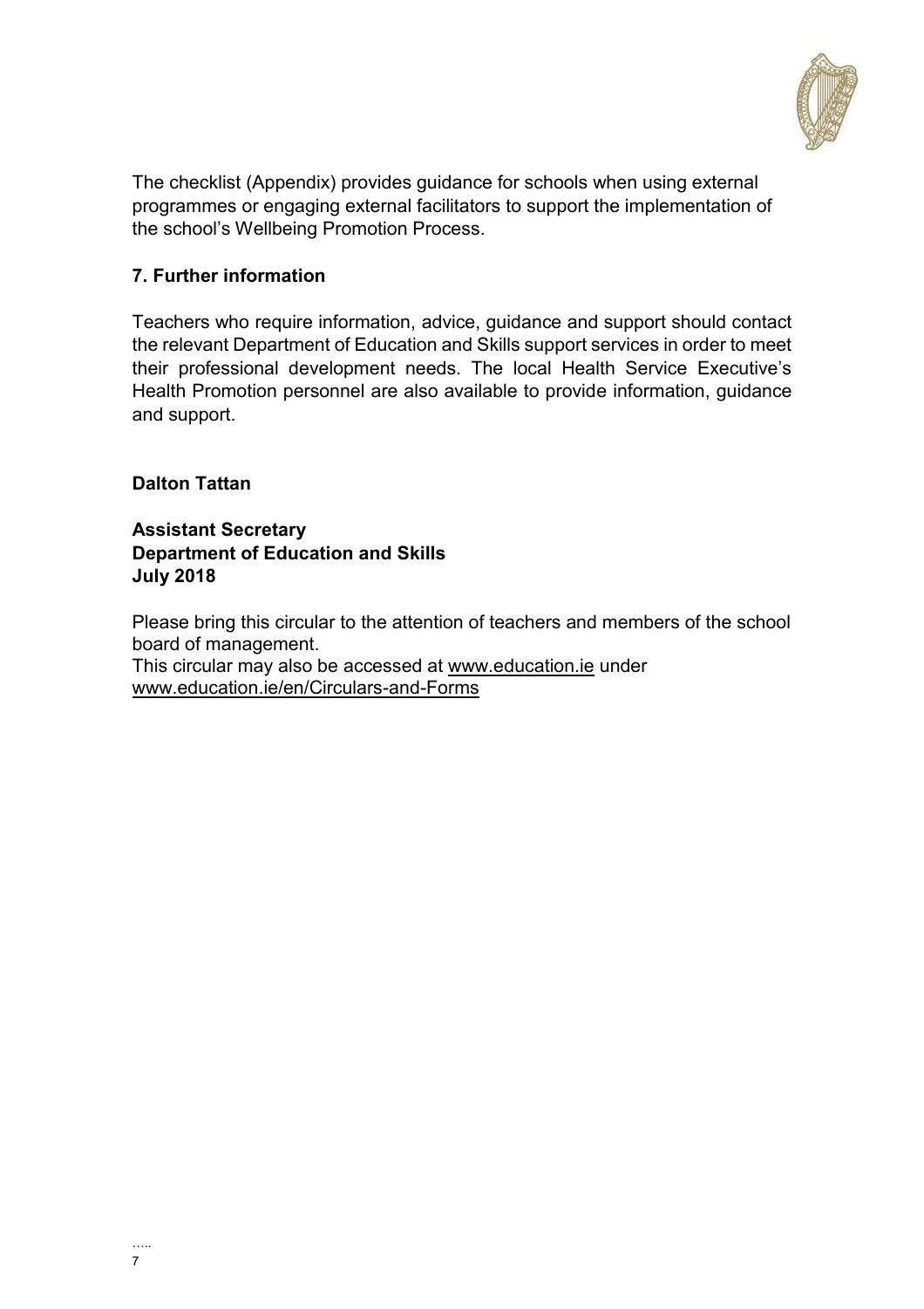The checklist (Appendix) provides guidance for schools when using external programmes or engaging external facilitators to support the implementation of the school's Wellbeing Promotion Process.

### 7. Further information

Teachers who require information, advice, guidance and support should contact the relevant Department of Education and Skills support services in order to meet their professional development needs. The local Health Service Executive's Health Promotion personnel are also available to provide information, guidance and support.

**Dalton Tattan**

**Assistant Secretary**
**Department of Education and Skills**
**July 2018**

Please bring this circular to the attention of teachers and members of the school board of management.
This circular may also be accessed at www.education.ie under www.education.ie/en/Circulars-and-Forms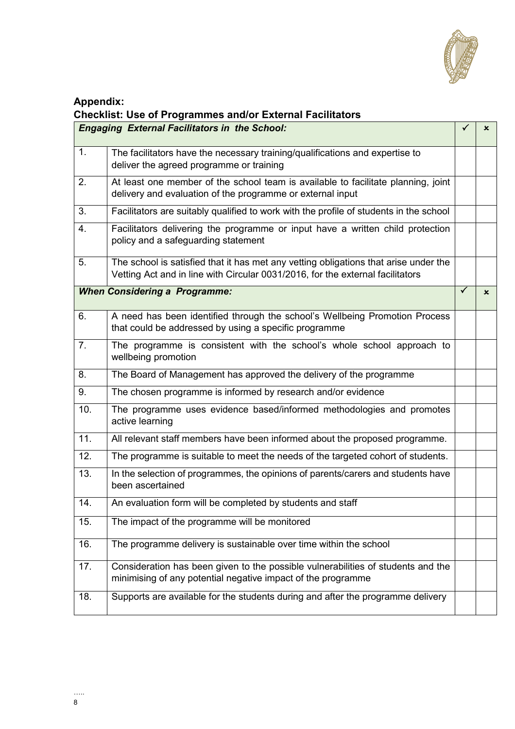## Appendix:

### Checklist: Use of Programmes and/or External Facilitators

| | *Engaging External Facilitators in the School:* | ✓ | ✗ |
|---|---|---|---|
| 1. | The facilitators have the necessary training/qualifications and expertise to deliver the agreed programme or training | | |
| 2. | At least one member of the school team is available to facilitate planning, joint delivery and evaluation of the programme or external input | | |
| 3. | Facilitators are suitably qualified to work with the profile of students in the school | | |
| 4. | Facilitators delivering the programme or input have a written child protection policy and a safeguarding statement | | |
| 5. | The school is satisfied that it has met any vetting obligations that arise under the Vetting Act and in line with Circular 0031/2016, for the external facilitators | | |
| | ***When Considering a Programme:*** | **✓** | **✗** |
| 6. | A need has been identified through the school's Wellbeing Promotion Process that could be addressed by using a specific programme | | |
| 7. | The programme is consistent with the school's whole school approach to wellbeing promotion | | |
| 8. | The Board of Management has approved the delivery of the programme | | |
| 9. | The chosen programme is informed by research and/or evidence | | |
| 10. | The programme uses evidence based/informed methodologies and promotes active learning | | |
| 11. | All relevant staff members have been informed about the proposed programme. | | |
| 12. | The programme is suitable to meet the needs of the targeted cohort of students. | | |
| 13. | In the selection of programmes, the opinions of parents/carers and students have been ascertained | | |
| 14. | An evaluation form will be completed by students and staff | | |
| 15. | The impact of the programme will be monitored | | |
| 16. | The programme delivery is sustainable over time within the school | | |
| 17. | Consideration has been given to the possible vulnerabilities of students and the minimising of any potential negative impact of the programme | | |
| 18. | Supports are available for the students during and after the programme delivery | | |